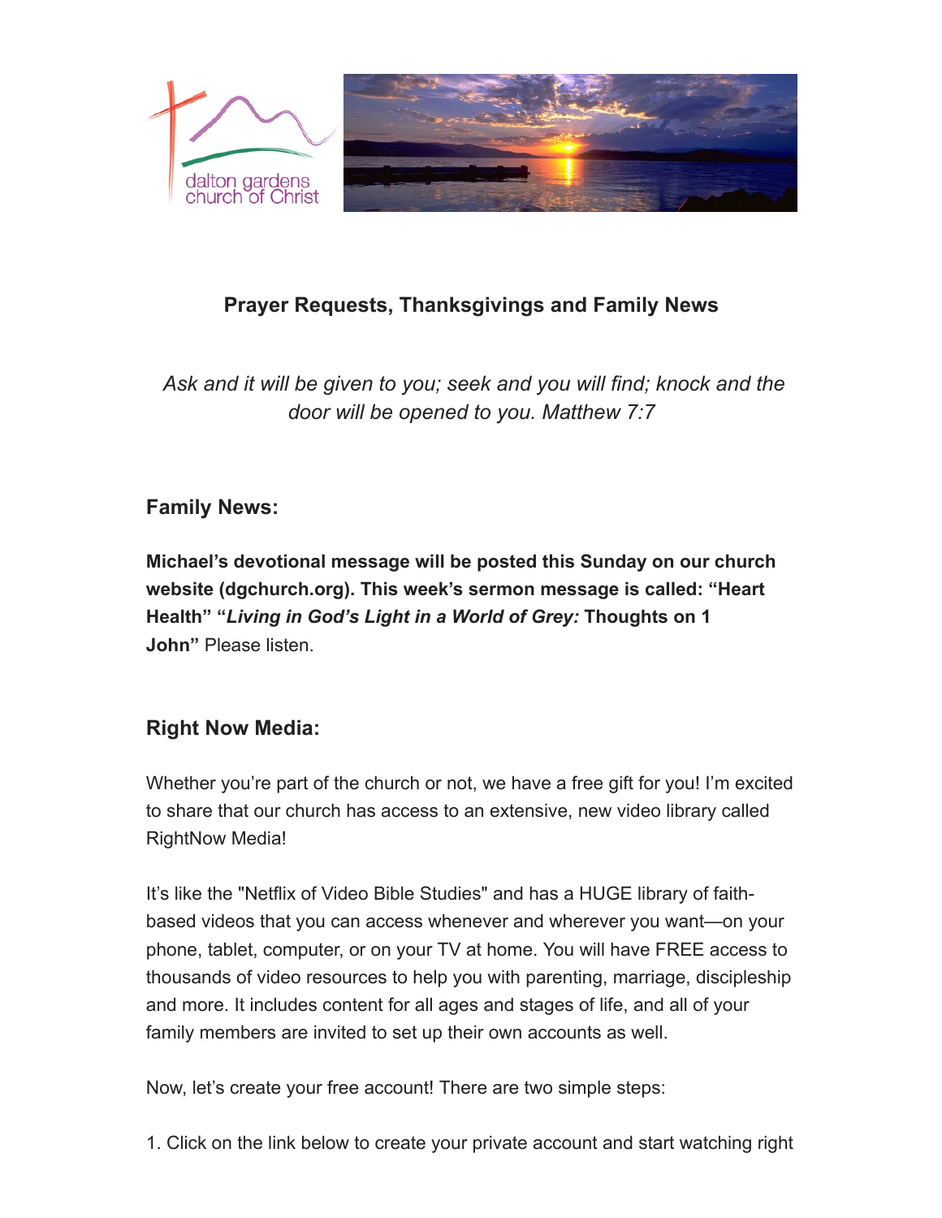## Prayer Requests, Thanksgivings and Family News

*Ask and it will be given to you; seek and you will find; knock and the door will be opened to you. Matthew 7:7*

### Family News:

**Michael's devotional message will be posted this Sunday on our church website (dgchurch.org). This week's sermon message is called: "Heart Health" "*Living in God's Light in a World of Grey:* Thoughts on 1 John"** Please listen.

### Right Now Media:

Whether you're part of the church or not, we have a free gift for you! I'm excited to share that our church has access to an extensive, new video library called RightNow Media!

It's like the "Netflix of Video Bible Studies" and has a HUGE library of faith-based videos that you can access whenever and wherever you want—on your phone, tablet, computer, or on your TV at home. You will have FREE access to thousands of video resources to help you with parenting, marriage, discipleship and more. It includes content for all ages and stages of life, and all of your family members are invited to set up their own accounts as well.

Now, let's create your free account! There are two simple steps:

1. Click on the link below to create your private account and start watching right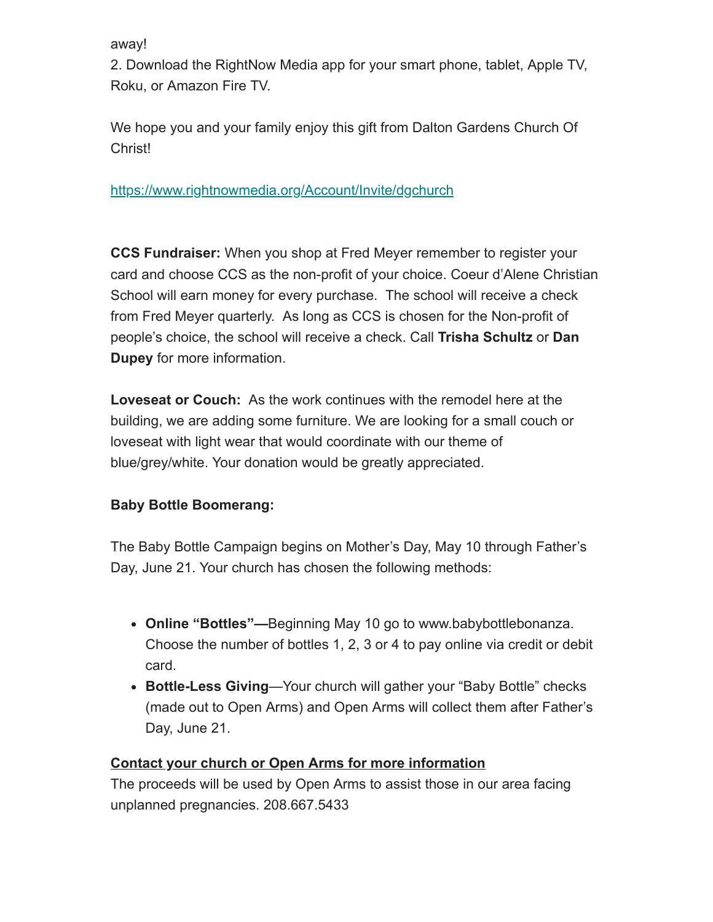away!

2. Download the RightNow Media app for your smart phone, tablet, Apple TV, Roku, or Amazon Fire TV.

We hope you and your family enjoy this gift from Dalton Gardens Church Of Christ!

https://www.rightnowmedia.org/Account/Invite/dgchurch

**CCS Fundraiser:** When you shop at Fred Meyer remember to register your card and choose CCS as the non-profit of your choice. Coeur d'Alene Christian School will earn money for every purchase. The school will receive a check from Fred Meyer quarterly. As long as CCS is chosen for the Non-profit of people's choice, the school will receive a check. Call **Trisha Schultz** or **Dan Dupey** for more information.

**Loveseat or Couch:** As the work continues with the remodel here at the building, we are adding some furniture. We are looking for a small couch or loveseat with light wear that would coordinate with our theme of blue/grey/white. Your donation would be greatly appreciated.

**Baby Bottle Boomerang:**

The Baby Bottle Campaign begins on Mother's Day, May 10 through Father's Day, June 21. Your church has chosen the following methods:

- **Online "Bottles"—**Beginning May 10 go to www.babybottlebonanza. Choose the number of bottles 1, 2, 3 or 4 to pay online via credit or debit card.
- **Bottle-Less Giving**—Your church will gather your "Baby Bottle" checks (made out to Open Arms) and Open Arms will collect them after Father's Day, June 21.

**Contact your church or Open Arms for more information**

The proceeds will be used by Open Arms to assist those in our area facing unplanned pregnancies. 208.667.5433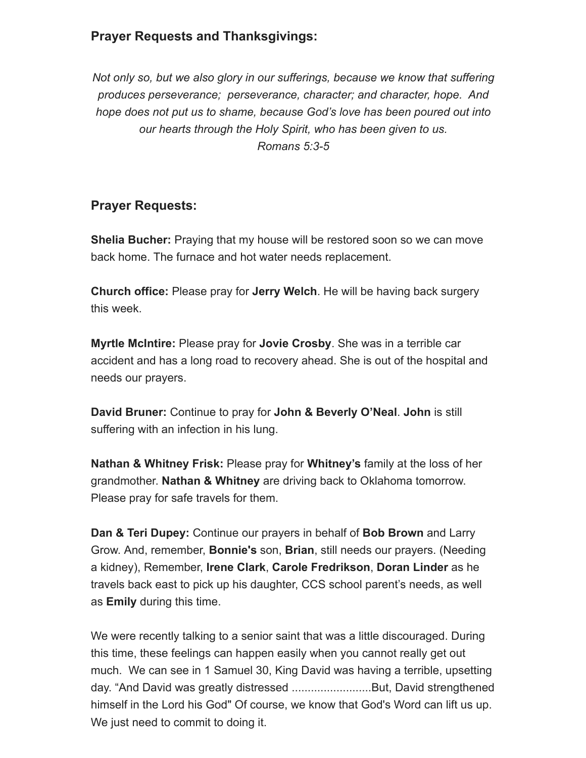## Prayer Requests and Thanksgivings:

*Not only so, but we also glory in our sufferings, because we know that suffering produces perseverance;  perseverance, character; and character, hope.  And hope does not put us to shame, because God's love has been poured out into our hearts through the Holy Spirit, who has been given to us.*
*Romans 5:3-5*

## Prayer Requests:

**Shelia Bucher:** Praying that my house will be restored soon so we can move back home. The furnace and hot water needs replacement.

**Church office:** Please pray for **Jerry Welch**. He will be having back surgery this week.

**Myrtle McIntire:** Please pray for **Jovie Crosby**. She was in a terrible car accident and has a long road to recovery ahead. She is out of the hospital and needs our prayers.

**David Bruner:** Continue to pray for **John & Beverly O'Neal**. **John** is still suffering with an infection in his lung.

**Nathan & Whitney Frisk:** Please pray for **Whitney's** family at the loss of her grandmother. **Nathan & Whitney** are driving back to Oklahoma tomorrow. Please pray for safe travels for them.

**Dan & Teri Dupey:** Continue our prayers in behalf of **Bob Brown** and Larry Grow. And, remember, **Bonnie's** son, **Brian**, still needs our prayers. (Needing a kidney), Remember, **Irene Clark**, **Carole Fredrikson**, **Doran Linder** as he travels back east to pick up his daughter, CCS school parent's needs, as well as **Emily** during this time.

We were recently talking to a senior saint that was a little discouraged. During this time, these feelings can happen easily when you cannot really get out much.  We can see in 1 Samuel 30, King David was having a terrible, upsetting day. "And David was greatly distressed .........................But, David strengthened himself in the Lord his God" Of course, we know that God's Word can lift us up. We just need to commit to doing it.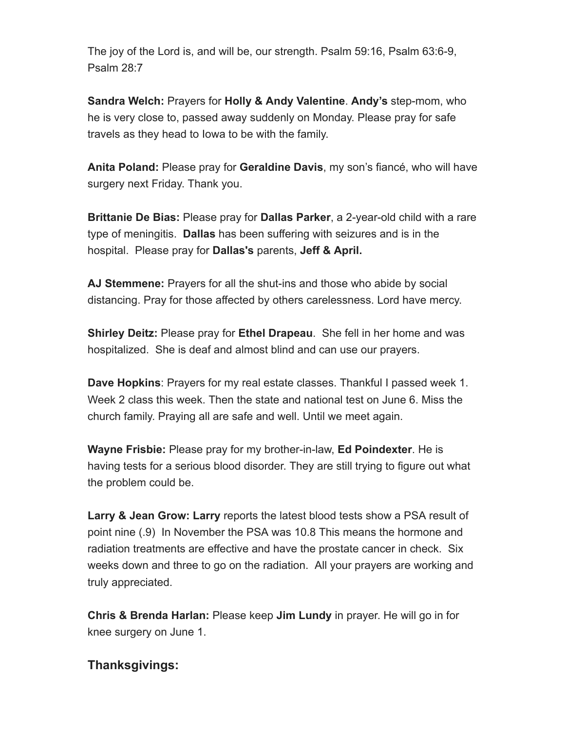The joy of the Lord is, and will be, our strength. Psalm 59:16, Psalm 63:6-9, Psalm 28:7

**Sandra Welch:** Prayers for **Holly & Andy Valentine**. **Andy's** step-mom, who he is very close to, passed away suddenly on Monday. Please pray for safe travels as they head to Iowa to be with the family.

**Anita Poland:** Please pray for **Geraldine Davis**, my son's fiancé, who will have surgery next Friday. Thank you.

**Brittanie De Bias:** Please pray for **Dallas Parker**, a 2-year-old child with a rare type of meningitis. **Dallas** has been suffering with seizures and is in the hospital. Please pray for **Dallas's** parents, **Jeff & April.**

**AJ Stemmene:** Prayers for all the shut-ins and those who abide by social distancing. Pray for those affected by others carelessness. Lord have mercy.

**Shirley Deitz:** Please pray for **Ethel Drapeau**. She fell in her home and was hospitalized. She is deaf and almost blind and can use our prayers.

**Dave Hopkins**: Prayers for my real estate classes. Thankful I passed week 1. Week 2 class this week. Then the state and national test on June 6. Miss the church family. Praying all are safe and well. Until we meet again.

**Wayne Frisbie:** Please pray for my brother-in-law, **Ed Poindexter**. He is having tests for a serious blood disorder. They are still trying to figure out what the problem could be.

**Larry & Jean Grow: Larry** reports the latest blood tests show a PSA result of point nine (.9) In November the PSA was 10.8 This means the hormone and radiation treatments are effective and have the prostate cancer in check. Six weeks down and three to go on the radiation. All your prayers are working and truly appreciated.

**Chris & Brenda Harlan:** Please keep **Jim Lundy** in prayer. He will go in for knee surgery on June 1.

## Thanksgivings: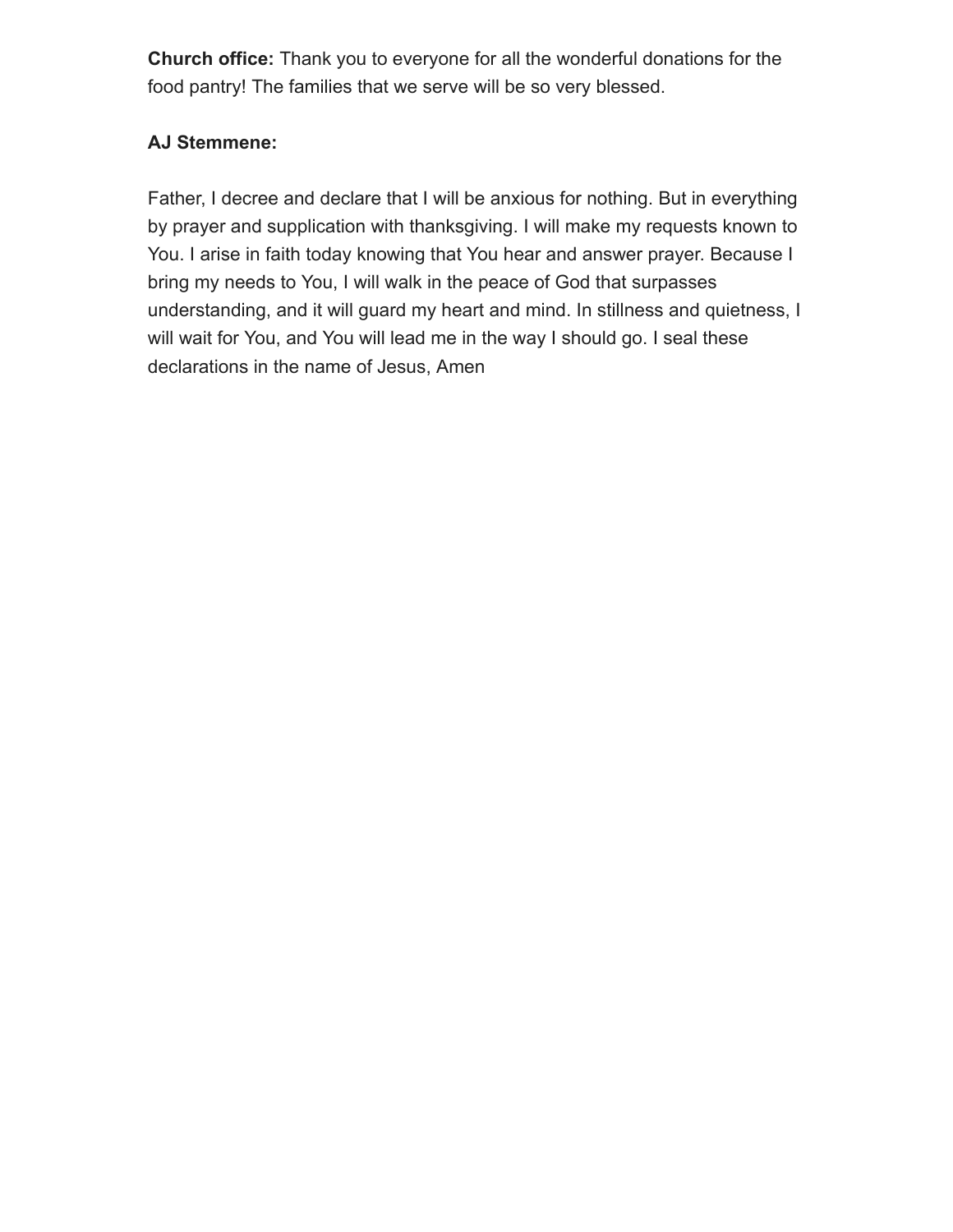**Church office:** Thank you to everyone for all the wonderful donations for the food pantry! The families that we serve will be so very blessed.

**AJ Stemmene:**

Father, I decree and declare that I will be anxious for nothing. But in everything by prayer and supplication with thanksgiving. I will make my requests known to You. I arise in faith today knowing that You hear and answer prayer. Because I bring my needs to You, I will walk in the peace of God that surpasses understanding, and it will guard my heart and mind. In stillness and quietness, I will wait for You, and You will lead me in the way I should go. I seal these declarations in the name of Jesus, Amen